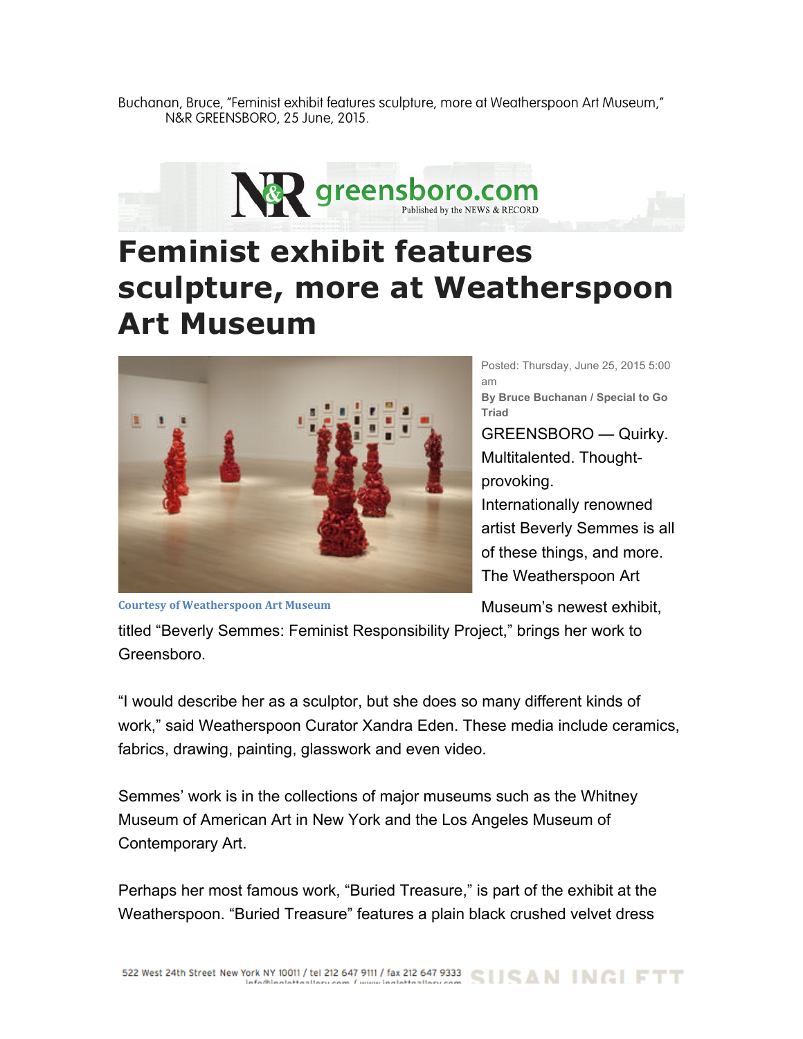Buchanan, Bruce, "Feminist exhibit features sculpture, more at Weatherspoon Art Museum," N&R GREENSBORO, 25 June, 2015.

N&R greensboro.com Published by the NEWS & RECORD

# Feminist exhibit features sculpture, more at Weatherspoon Art Museum

Courtesy of Weatherspoon Art Museum

Posted: Thursday, June 25, 2015 5:00 am

**By Bruce Buchanan / Special to Go Triad**

GREENSBORO — Quirky. Multitalented. Thought-provoking.

Internationally renowned artist Beverly Semmes is all of these things, and more. The Weatherspoon Art Museum's newest exhibit, titled "Beverly Semmes: Feminist Responsibility Project," brings her work to Greensboro.

"I would describe her as a sculptor, but she does so many different kinds of work," said Weatherspoon Curator Xandra Eden. These media include ceramics, fabrics, drawing, painting, glasswork and even video.

Semmes' work is in the collections of major museums such as the Whitney Museum of American Art in New York and the Los Angeles Museum of Contemporary Art.

Perhaps her most famous work, "Buried Treasure," is part of the exhibit at the Weatherspoon. "Buried Treasure" features a plain black crushed velvet dress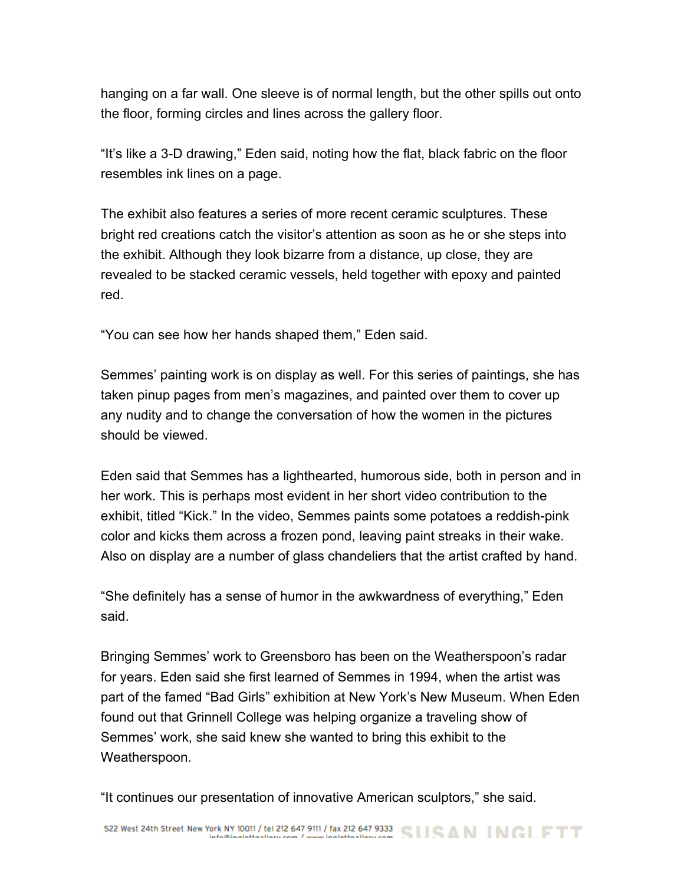hanging on a far wall. One sleeve is of normal length, but the other spills out onto the floor, forming circles and lines across the gallery floor.

"It's like a 3-D drawing," Eden said, noting how the flat, black fabric on the floor resembles ink lines on a page.

The exhibit also features a series of more recent ceramic sculptures. These bright red creations catch the visitor's attention as soon as he or she steps into the exhibit. Although they look bizarre from a distance, up close, they are revealed to be stacked ceramic vessels, held together with epoxy and painted red.

"You can see how her hands shaped them," Eden said.

Semmes' painting work is on display as well. For this series of paintings, she has taken pinup pages from men's magazines, and painted over them to cover up any nudity and to change the conversation of how the women in the pictures should be viewed.

Eden said that Semmes has a lighthearted, humorous side, both in person and in her work. This is perhaps most evident in her short video contribution to the exhibit, titled "Kick." In the video, Semmes paints some potatoes a reddish-pink color and kicks them across a frozen pond, leaving paint streaks in their wake. Also on display are a number of glass chandeliers that the artist crafted by hand.

"She definitely has a sense of humor in the awkwardness of everything," Eden said.

Bringing Semmes' work to Greensboro has been on the Weatherspoon's radar for years. Eden said she first learned of Semmes in 1994, when the artist was part of the famed "Bad Girls" exhibition at New York's New Museum. When Eden found out that Grinnell College was helping organize a traveling show of Semmes' work, she said knew she wanted to bring this exhibit to the Weatherspoon.

"It continues our presentation of innovative American sculptors," she said.